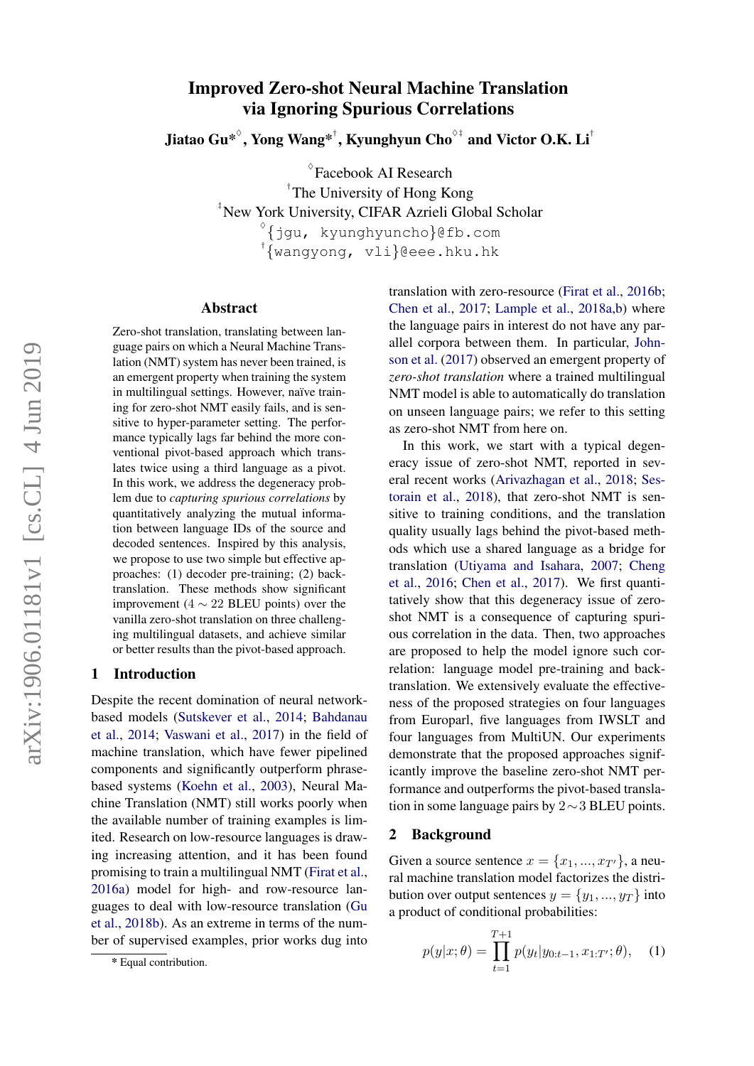# Improved Zero-shot Neural Machine Translation via Ignoring Spurious Correlations

**Jiatao Gu*[◊], Yong Wang*[†], Kyunghyun Cho[◊‡] and Victor O.K. Li[†]**

[◊]Facebook AI Research
[†]The University of Hong Kong
[‡]New York University, CIFAR Azrieli Global Scholar
[◊]{jgu, kyunghyuncho}@fb.com
[†]{wangyong, vli}@eee.hku.hk

## Abstract

Zero-shot translation, translating between language pairs on which a Neural Machine Translation (NMT) system has never been trained, is an emergent property when training the system in multilingual settings. However, naïve training for zero-shot NMT easily fails, and is sensitive to hyper-parameter setting. The performance typically lags far behind the more conventional pivot-based approach which translates twice using a third language as a pivot. In this work, we address the degeneracy problem due to *capturing spurious correlations* by quantitatively analyzing the mutual information between language IDs of the source and decoded sentences. Inspired by this analysis, we propose to use two simple but effective approaches: (1) decoder pre-training; (2) back-translation. These methods show significant improvement ($4 \sim 22$ BLEU points) over the vanilla zero-shot translation on three challenging multilingual datasets, and achieve similar or better results than the pivot-based approach.

## 1 Introduction

Despite the recent domination of neural network-based models (Sutskever et al., 2014; Bahdanau et al., 2014; Vaswani et al., 2017) in the field of machine translation, which have fewer pipelined components and significantly outperform phrase-based systems (Koehn et al., 2003), Neural Machine Translation (NMT) still works poorly when the available number of training examples is limited. Research on low-resource languages is drawing increasing attention, and it has been found promising to train a multilingual NMT (Firat et al., 2016a) model for high- and row-resource languages to deal with low-resource translation (Gu et al., 2018b). As an extreme in terms of the number of supervised examples, prior works dug into translation with zero-resource (Firat et al., 2016b; Chen et al., 2017; Lample et al., 2018a,b) where the language pairs in interest do not have any parallel corpora between them. In particular, Johnson et al. (2017) observed an emergent property of *zero-shot translation* where a trained multilingual NMT model is able to automatically do translation on unseen language pairs; we refer to this setting as zero-shot NMT from here on.

In this work, we start with a typical degeneracy issue of zero-shot NMT, reported in several recent works (Arivazhagan et al., 2018; Sestorain et al., 2018), that zero-shot NMT is sensitive to training conditions, and the translation quality usually lags behind the pivot-based methods which use a shared language as a bridge for translation (Utiyama and Isahara, 2007; Cheng et al., 2016; Chen et al., 2017). We first quantitatively show that this degeneracy issue of zero-shot NMT is a consequence of capturing spurious correlation in the data. Then, two approaches are proposed to help the model ignore such correlation: language model pre-training and back-translation. We extensively evaluate the effectiveness of the proposed strategies on four languages from Europarl, five languages from IWSLT and four languages from MultiUN. Our experiments demonstrate that the proposed approaches significantly improve the baseline zero-shot NMT performance and outperforms the pivot-based translation in some language pairs by $2 \sim 3$ BLEU points.

## 2 Background

Given a source sentence $x = \{x_1, ..., x_{T'}\}$, a neural machine translation model factorizes the distribution over output sentences $y = \{y_1, ..., y_T\}$ into a product of conditional probabilities:

$$p(y|x;\theta) = \prod_{t=1}^{T+1} p(y_t|y_{0:t-1}, x_{1:T'};\theta), \quad (1)$$

* Equal contribution.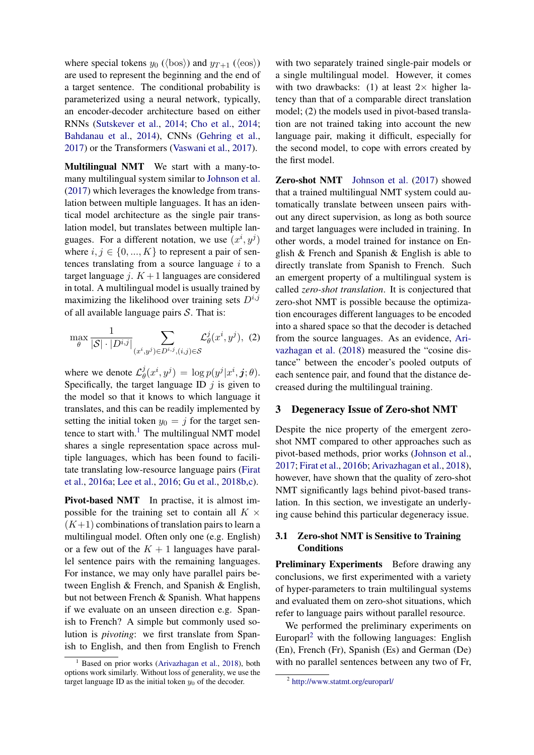where special tokens $y_0$ ($\langle \text{bos} \rangle$) and $y_{T+1}$ ($\langle \text{eos} \rangle$) are used to represent the beginning and the end of a target sentence. The conditional probability is parameterized using a neural network, typically, an encoder-decoder architecture based on either RNNs (Sutskever et al., 2014; Cho et al., 2014; Bahdanau et al., 2014), CNNs (Gehring et al., 2017) or the Transformers (Vaswani et al., 2017).

**Multilingual NMT** We start with a many-to-many multilingual system similar to Johnson et al. (2017) which leverages the knowledge from translation between multiple languages. It has an identical model architecture as the single pair translation model, but translates between multiple languages. For a different notation, we use $(x^i, y^j)$ where $i, j \in \{0, ..., K\}$ to represent a pair of sentences translating from a source language $i$ to a target language $j$. $K+1$ languages are considered in total. A multilingual model is usually trained by maximizing the likelihood over training sets $D^{i,j}$ of all available language pairs $\mathcal{S}$. That is:

$$\max_{\theta} \frac{1}{|\mathcal{S}| \cdot |D^{i,j}|} \sum_{(x^i, y^j) \in D^{i,j}, (i,j) \in \mathcal{S}} \mathcal{L}_{\theta}^{j}(x^i, y^j), \quad (2)$$

where we denote $\mathcal{L}_{\theta}^{j}(x^i, y^j) = \log p(y^j | x^i, \boldsymbol{j}; \theta)$. Specifically, the target language ID $j$ is given to the model so that it knows to which language it translates, and this can be readily implemented by setting the initial token $y_0 = j$ for the target sentence to start with.[1] The multilingual NMT model shares a single representation space across multiple languages, which has been found to facilitate translating low-resource language pairs (Firat et al., 2016a; Lee et al., 2016; Gu et al., 2018b,c).

**Pivot-based NMT** In practise, it is almost impossible for the training set to contain all $K \times (K+1)$ combinations of translation pairs to learn a multilingual model. Often only one (e.g. English) or a few out of the $K+1$ languages have parallel sentence pairs with the remaining languages. For instance, we may only have parallel pairs between English & French, and Spanish & English, but not between French & Spanish. What happens if we evaluate on an unseen direction e.g. Spanish to French? A simple but commonly used solution is *pivoting*: we first translate from Spanish to English, and then from English to French with two separately trained single-pair models or a single multilingual model. However, it comes with two drawbacks: (1) at least $2\times$ higher latency than that of a comparable direct translation model; (2) the models used in pivot-based translation are not trained taking into account the new language pair, making it difficult, especially for the second model, to cope with errors created by the first model.

**Zero-shot NMT** Johnson et al. (2017) showed that a trained multilingual NMT system could automatically translate between unseen pairs without any direct supervision, as long as both source and target languages were included in training. In other words, a model trained for instance on English & French and Spanish & English is able to directly translate from Spanish to French. Such an emergent property of a multilingual system is called *zero-shot translation*. It is conjectured that zero-shot NMT is possible because the optimization encourages different languages to be encoded into a shared space so that the decoder is detached from the source languages. As an evidence, Arivazhagan et al. (2018) measured the "cosine distance" between the encoder's pooled outputs of each sentence pair, and found that the distance decreased during the multilingual training.

## 3 Degeneracy Issue of Zero-shot NMT

Despite the nice property of the emergent zero-shot NMT compared to other approaches such as pivot-based methods, prior works (Johnson et al., 2017; Firat et al., 2016b; Arivazhagan et al., 2018), however, have shown that the quality of zero-shot NMT significantly lags behind pivot-based translation. In this section, we investigate an underlying cause behind this particular degeneracy issue.

### 3.1 Zero-shot NMT is Sensitive to Training Conditions

**Preliminary Experiments** Before drawing any conclusions, we first experimented with a variety of hyper-parameters to train multilingual systems and evaluated them on zero-shot situations, which refer to language pairs without parallel resource.

We performed the preliminary experiments on Europarl[2] with the following languages: English (En), French (Fr), Spanish (Es) and German (De) with no parallel sentences between any two of Fr,

[1] Based on prior works (Arivazhagan et al., 2018), both options work similarly. Without loss of generality, we use the target language ID as the initial token $y_0$ of the decoder.

[2] http://www.statmt.org/europarl/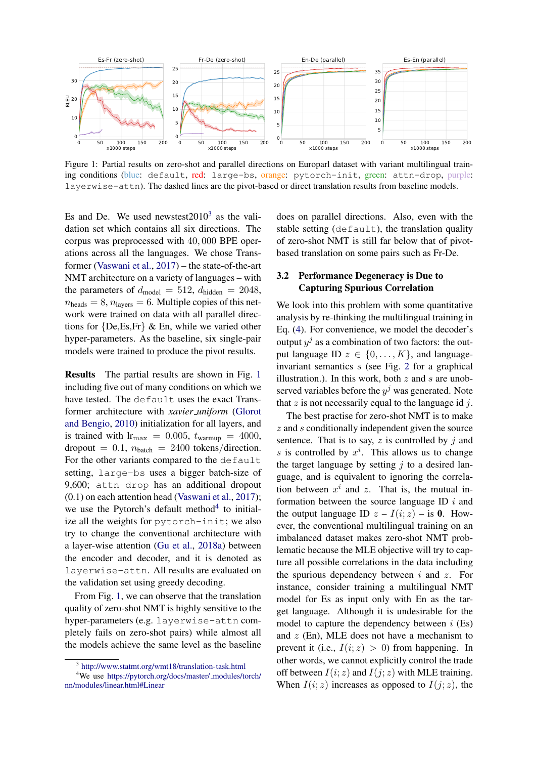Figure 1: Partial results on zero-shot and parallel directions on Europarl dataset with variant multilingual training conditions (blue: `default`, red: `large-bs`, orange: `pytorch-init`, green: `attn-drop`, purple: `layerwise-attn`). The dashed lines are the pivot-based or direct translation results from baseline models.

Es and De. We used newstest2010[3] as the validation set which contains all six directions. The corpus was preprocessed with 40,000 BPE operations across all the languages. We chose Transformer (Vaswani et al., 2017) – the state-of-the-art NMT architecture on a variety of languages – with the parameters of $d_{\text{model}} = 512$, $d_{\text{hidden}} = 2048$, $n_{\text{heads}} = 8$, $n_{\text{layers}} = 6$. Multiple copies of this network were trained on data with all parallel directions for {De,Es,Fr} & En, while we varied other hyper-parameters. As the baseline, six single-pair models were trained to produce the pivot results.

**Results** The partial results are shown in Fig. 1 including five out of many conditions on which we have tested. The `default` uses the exact Transformer architecture with *xavier_uniform* (Glorot and Bengio, 2010) initialization for all layers, and is trained with $\text{lr}_{\text{max}} = 0.005$, $t_{\text{warmup}} = 4000$, dropout $= 0.1$, $n_{\text{batch}} = 2400$ tokens/direction. For the other variants compared to the `default` setting, `large-bs` uses a bigger batch-size of 9,600; `attn-drop` has an additional dropout (0.1) on each attention head (Vaswani et al., 2017); we use the Pytorch's default method[4] to initialize all the weights for `pytorch-init`; we also try to change the conventional architecture with a layer-wise attention (Gu et al., 2018a) between the encoder and decoder, and it is denoted as `layerwise-attn`. All results are evaluated on the validation set using greedy decoding.

From Fig. 1, we can observe that the translation quality of zero-shot NMT is highly sensitive to the hyper-parameters (e.g. `layerwise-attn` completely fails on zero-shot pairs) while almost all the models achieve the same level as the baseline does on parallel directions. Also, even with the stable setting (`default`), the translation quality of zero-shot NMT is still far below that of pivot-based translation on some pairs such as Fr-De.

### 3.2 Performance Degeneracy is Due to Capturing Spurious Correlation

We look into this problem with some quantitative analysis by re-thinking the multilingual training in Eq. (4). For convenience, we model the decoder's output $y^j$ as a combination of two factors: the output language ID $z \in \{0, \ldots, K\}$, and language-invariant semantics $s$ (see Fig. 2 for a graphical illustration.). In this work, both $z$ and $s$ are unobserved variables before the $y^j$ was generated. Note that $z$ is not necessarily equal to the language id $j$.

The best practise for zero-shot NMT is to make $z$ and $s$ conditionally independent given the source sentence. That is to say, $z$ is controlled by $j$ and $s$ is controlled by $x^i$. This allows us to change the target language by setting $j$ to a desired language, and is equivalent to ignoring the correlation between $x^i$ and $z$. That is, the mutual information between the source language ID $i$ and the output language ID $z$ – $I(i; z)$ – is **0**. However, the conventional multilingual training on an imbalanced dataset makes zero-shot NMT problematic because the MLE objective will try to capture all possible correlations in the data including the spurious dependency between $i$ and $z$. For instance, consider training a multilingual NMT model for Es as input only with En as the target language. Although it is undesirable for the model to capture the dependency between $i$ (Es) and $z$ (En), MLE does not have a mechanism to prevent it (i.e., $I(i; z) > 0$) from happening. In other words, we cannot explicitly control the trade off between $I(i; z)$ and $I(j; z)$ with MLE training. When $I(i; z)$ increases as opposed to $I(j; z)$, the

[3] http://www.statmt.org/wmt18/translation-task.html
[4] We use https://pytorch.org/docs/master/_modules/torch/nn/modules/linear.html#Linear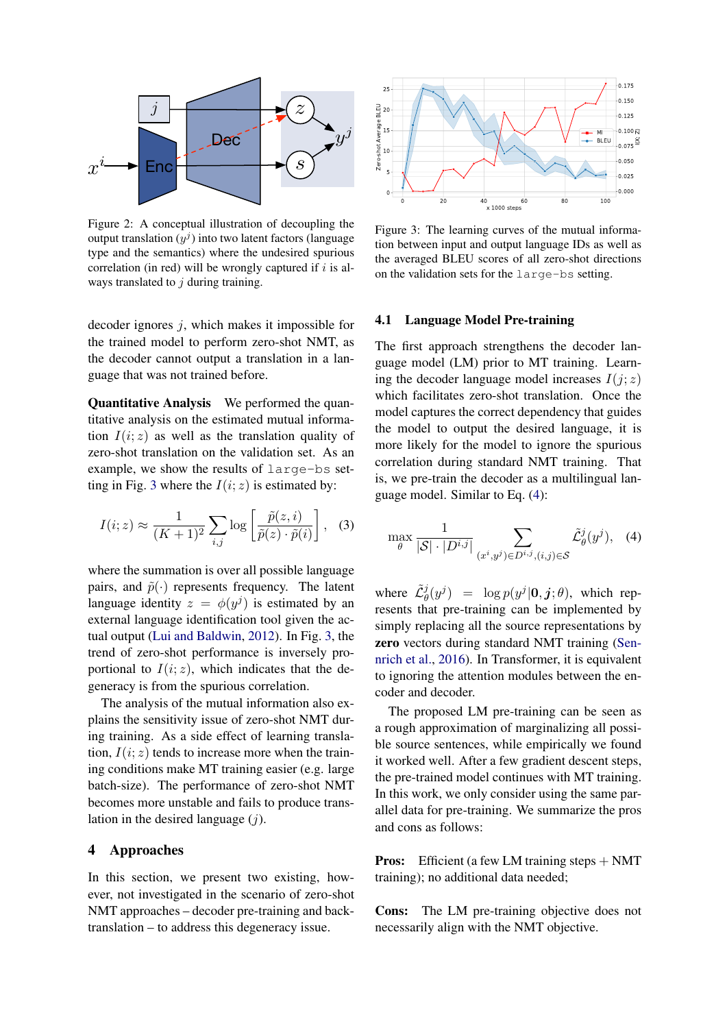Figure 2: A conceptual illustration of decoupling the output translation ($y^j$) into two latent factors (language type and the semantics) where the undesired spurious correlation (in red) will be wrongly captured if $i$ is always translated to $j$ during training.

Figure 3: The learning curves of the mutual information between input and output language IDs as well as the averaged BLEU scores of all zero-shot directions on the validation sets for the `large-bs` setting.

decoder ignores $j$, which makes it impossible for the trained model to perform zero-shot NMT, as the decoder cannot output a translation in a language that was not trained before.

**Quantitative Analysis** We performed the quantitative analysis on the estimated mutual information $I(i; z)$ as well as the translation quality of zero-shot translation on the validation set. As an example, we show the results of `large-bs` setting in Fig. 3 where the $I(i; z)$ is estimated by:

$$I(i; z) \approx \frac{1}{(K+1)^2} \sum_{i,j} \log \left[ \frac{\tilde{p}(z, i)}{\tilde{p}(z) \cdot \tilde{p}(i)} \right], \quad (3)$$

where the summation is over all possible language pairs, and $\tilde{p}(\cdot)$ represents frequency. The latent language identity $z = \phi(y^j)$ is estimated by an external language identification tool given the actual output (Lui and Baldwin, 2012). In Fig. 3, the trend of zero-shot performance is inversely proportional to $I(i; z)$, which indicates that the degeneracy is from the spurious correlation.

The analysis of the mutual information also explains the sensitivity issue of zero-shot NMT during training. As a side effect of learning translation, $I(i; z)$ tends to increase more when the training conditions make MT training easier (e.g. large batch-size). The performance of zero-shot NMT becomes more unstable and fails to produce translation in the desired language ($j$).

## 4 Approaches

In this section, we present two existing, however, not investigated in the scenario of zero-shot NMT approaches – decoder pre-training and back-translation – to address this degeneracy issue.

### 4.1 Language Model Pre-training

The first approach strengthens the decoder language model (LM) prior to MT training. Learning the decoder language model increases $I(j; z)$ which facilitates zero-shot translation. Once the model captures the correct dependency that guides the model to output the desired language, it is more likely for the model to ignore the spurious correlation during standard NMT training. That is, we pre-train the decoder as a multilingual language model. Similar to Eq. (4):

$$\max_{\theta} \frac{1}{|\mathcal{S}| \cdot |D^{i,j}|} \sum_{(x^i, y^j) \in D^{i,j}, (i,j) \in \mathcal{S}} \tilde{\mathcal{L}}^j_\theta(y^j), \quad (4)$$

where $\tilde{\mathcal{L}}^j_\theta(y^j) = \log p(y^j | \mathbf{0}, \boldsymbol{j}; \theta)$, which represents that pre-training can be implemented by simply replacing all the source representations by **zero** vectors during standard NMT training (Sennrich et al., 2016). In Transformer, it is equivalent to ignoring the attention modules between the encoder and decoder.

The proposed LM pre-training can be seen as a rough approximation of marginalizing all possible source sentences, while empirically we found it worked well. After a few gradient descent steps, the pre-trained model continues with MT training. In this work, we only consider using the same parallel data for pre-training. We summarize the pros and cons as follows:

**Pros:** Efficient (a few LM training steps + NMT training); no additional data needed;

**Cons:** The LM pre-training objective does not necessarily align with the NMT objective.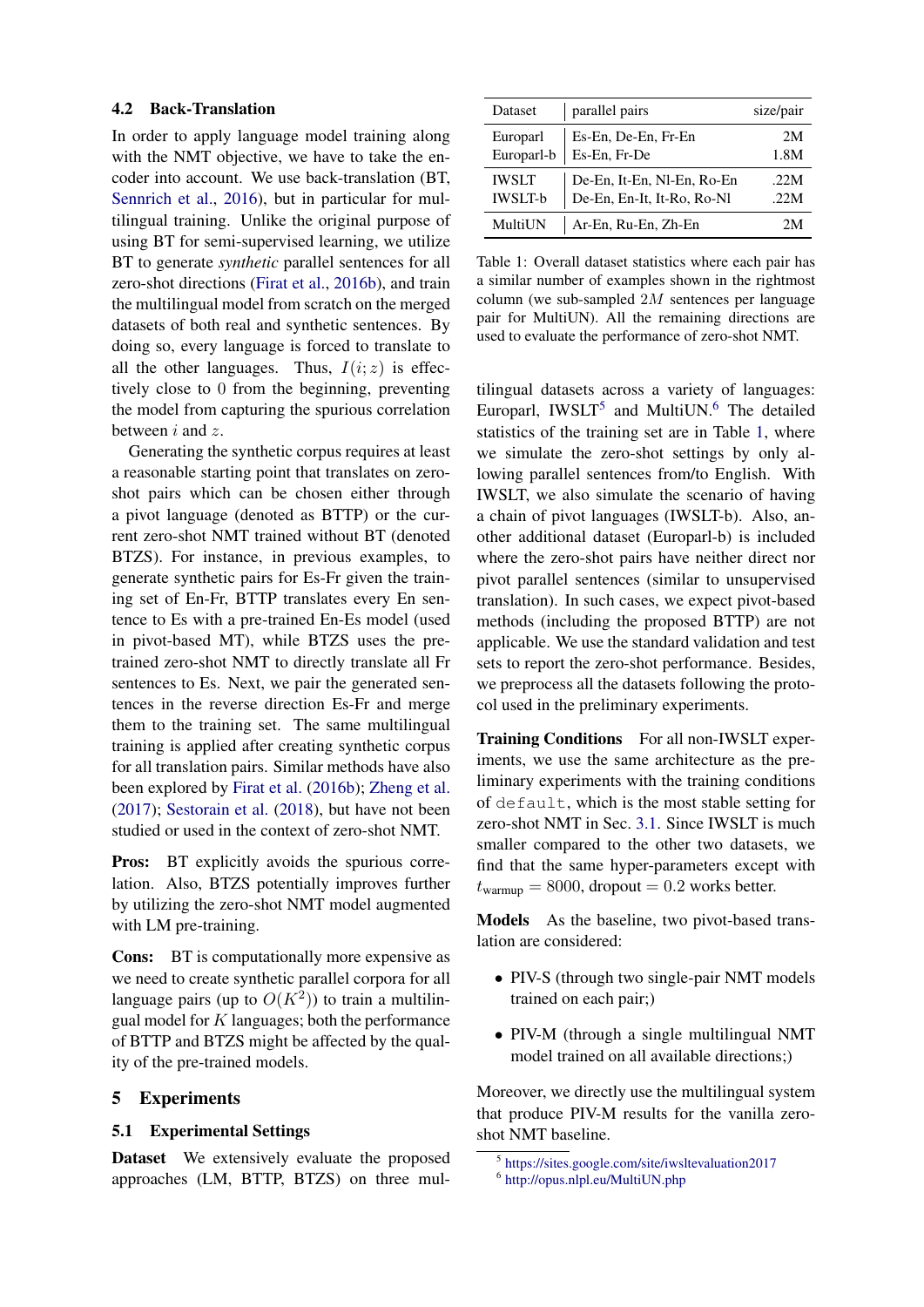### 4.2 Back-Translation

In order to apply language model training along with the NMT objective, we have to take the encoder into account. We use back-translation (BT, Sennrich et al., 2016), but in particular for multilingual training. Unlike the original purpose of using BT for semi-supervised learning, we utilize BT to generate *synthetic* parallel sentences for all zero-shot directions (Firat et al., 2016b), and train the multilingual model from scratch on the merged datasets of both real and synthetic sentences. By doing so, every language is forced to translate to all the other languages. Thus, $I(i;z)$ is effectively close to $0$ from the beginning, preventing the model from capturing the spurious correlation between $i$ and $z$.

Generating the synthetic corpus requires at least a reasonable starting point that translates on zero-shot pairs which can be chosen either through a pivot language (denoted as BTTP) or the current zero-shot NMT trained without BT (denoted BTZS). For instance, in previous examples, to generate synthetic pairs for Es-Fr given the training set of En-Fr, BTTP translates every En sentence to Es with a pre-trained En-Es model (used in pivot-based MT), while BTZS uses the pre-trained zero-shot NMT to directly translate all Fr sentences to Es. Next, we pair the generated sentences in the reverse direction Es-Fr and merge them to the training set. The same multilingual training is applied after creating synthetic corpus for all translation pairs. Similar methods have also been explored by Firat et al. (2016b); Zheng et al. (2017); Sestorain et al. (2018), but have not been studied or used in the context of zero-shot NMT.

**Pros:** BT explicitly avoids the spurious correlation. Also, BTZS potentially improves further by utilizing the zero-shot NMT model augmented with LM pre-training.

**Cons:** BT is computationally more expensive as we need to create synthetic parallel corpora for all language pairs (up to $O(K^2)$) to train a multilingual model for $K$ languages; both the performance of BTTP and BTZS might be affected by the quality of the pre-trained models.

## 5 Experiments

### 5.1 Experimental Settings

**Dataset** We extensively evaluate the proposed approaches (LM, BTTP, BTZS) on three multilingual datasets across a variety of languages: Europarl, IWSLT[5] and MultiUN.[6] The detailed statistics of the training set are in Table 1, where we simulate the zero-shot settings by only allowing parallel sentences from/to English. With IWSLT, we also simulate the scenario of having a chain of pivot languages (IWSLT-b). Also, another additional dataset (Europarl-b) is included where the zero-shot pairs have neither direct nor pivot parallel sentences (similar to unsupervised translation). In such cases, we expect pivot-based methods (including the proposed BTTP) are not applicable. We use the standard validation and test sets to report the zero-shot performance. Besides, we preprocess all the datasets following the protocol used in the preliminary experiments.

| Dataset | parallel pairs | size/pair |
|---|---|---|
| Europarl | Es-En, De-En, Fr-En | 2M |
| Europarl-b | Es-En, Fr-De | 1.8M |
| IWSLT | De-En, It-En, Nl-En, Ro-En | .22M |
| IWSLT-b | De-En, En-It, It-Ro, Ro-Nl | .22M |
| MultiUN | Ar-En, Ru-En, Zh-En | 2M |

Table 1: Overall dataset statistics where each pair has a similar number of examples shown in the rightmost column (we sub-sampled $2M$ sentences per language pair for MultiUN). All the remaining directions are used to evaluate the performance of zero-shot NMT.

**Training Conditions** For all non-IWSLT experiments, we use the same architecture as the preliminary experiments with the training conditions of `default`, which is the most stable setting for zero-shot NMT in Sec. 3.1. Since IWSLT is much smaller compared to the other two datasets, we find that the same hyper-parameters except with $t_{\text{warmup}} = 8000$, dropout $= 0.2$ works better.

**Models** As the baseline, two pivot-based translation are considered:

- PIV-S (through two single-pair NMT models trained on each pair;)
- PIV-M (through a single multilingual NMT model trained on all available directions;)

Moreover, we directly use the multilingual system that produce PIV-M results for the vanilla zero-shot NMT baseline.

[5] https://sites.google.com/site/iwsltevaluation2017

[6] http://opus.nlpl.eu/MultiUN.php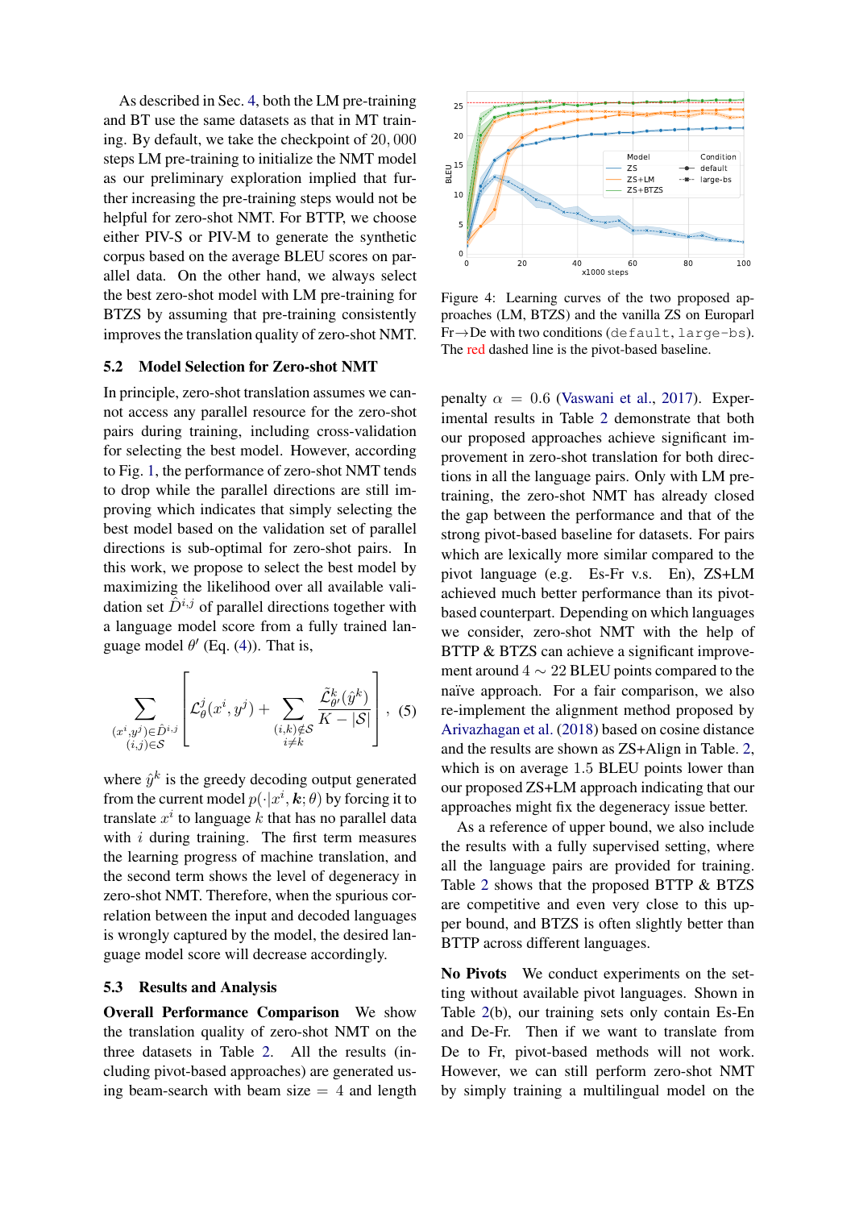As described in Sec. 4, both the LM pre-training and BT use the same datasets as that in MT training. By default, we take the checkpoint of 20,000 steps LM pre-training to initialize the NMT model as our preliminary exploration implied that further increasing the pre-training steps would not be helpful for zero-shot NMT. For BTTP, we choose either PIV-S or PIV-M to generate the synthetic corpus based on the average BLEU scores on parallel data. On the other hand, we always select the best zero-shot model with LM pre-training for BTZS by assuming that pre-training consistently improves the translation quality of zero-shot NMT.

## 5.2 Model Selection for Zero-shot NMT

In principle, zero-shot translation assumes we cannot access any parallel resource for the zero-shot pairs during training, including cross-validation for selecting the best model. However, according to Fig. 1, the performance of zero-shot NMT tends to drop while the parallel directions are still improving which indicates that simply selecting the best model based on the validation set of parallel directions is sub-optimal for zero-shot pairs. In this work, we propose to select the best model by maximizing the likelihood over all available validation set $\hat{D}^{i,j}$ of parallel directions together with a language model score from a fully trained language model $\theta'$ (Eq. (4)). That is,

$$\sum_{\substack{(x^i,y^j)\in\hat{D}^{i,j}\\(i,j)\in\mathcal{S}}}\left[\mathcal{L}^j_\theta(x^i,y^j)+\sum_{\substack{(i,k)\notin\mathcal{S}\\i\neq k}}\frac{\tilde{\mathcal{L}}^k_{\theta'}(\hat{y}^k)}{K-|\mathcal{S}|}\right], \quad (5)$$

where $\hat{y}^k$ is the greedy decoding output generated from the current model $p(\cdot|x^i,\boldsymbol{k};\theta)$ by forcing it to translate $x^i$ to language $k$ that has no parallel data with $i$ during training. The first term measures the learning progress of machine translation, and the second term shows the level of degeneracy in zero-shot NMT. Therefore, when the spurious correlation between the input and decoded languages is wrongly captured by the model, the desired language model score will decrease accordingly.

## 5.3 Results and Analysis

**Overall Performance Comparison** We show the translation quality of zero-shot NMT on the three datasets in Table 2. All the results (including pivot-based approaches) are generated using beam-search with beam size = 4 and length penalty $\alpha = 0.6$ (Vaswani et al., 2017). Experimental results in Table 2 demonstrate that both our proposed approaches achieve significant improvement in zero-shot translation for both directions in all the language pairs. Only with LM pre-training, the zero-shot NMT has already closed the gap between the performance and that of the strong pivot-based baseline for datasets. For pairs which are lexically more similar compared to the pivot language (e.g. Es-Fr v.s. En), ZS+LM achieved much better performance than its pivot-based counterpart. Depending on which languages we consider, zero-shot NMT with the help of BTTP & BTZS can achieve a significant improvement around $4 \sim 22$ BLEU points compared to the naïve approach. For a fair comparison, we also re-implement the alignment method proposed by Arivazhagan et al. (2018) based on cosine distance and the results are shown as ZS+Align in Table. 2, which is on average 1.5 BLEU points lower than our proposed ZS+LM approach indicating that our approaches might fix the degeneracy issue better.

Figure 4: Learning curves of the two proposed approaches (LM, BTZS) and the vanilla ZS on Europarl Fr→De with two conditions (`default`, `large-bs`). The red dashed line is the pivot-based baseline.

As a reference of upper bound, we also include the results with a fully supervised setting, where all the language pairs are provided for training. Table 2 shows that the proposed BTTP & BTZS are competitive and even very close to this upper bound, and BTZS is often slightly better than BTTP across different languages.

**No Pivots** We conduct experiments on the setting without available pivot languages. Shown in Table 2(b), our training sets only contain Es-En and De-Fr. Then if we want to translate from De to Fr, pivot-based methods will not work. However, we can still perform zero-shot NMT by simply training a multilingual model on the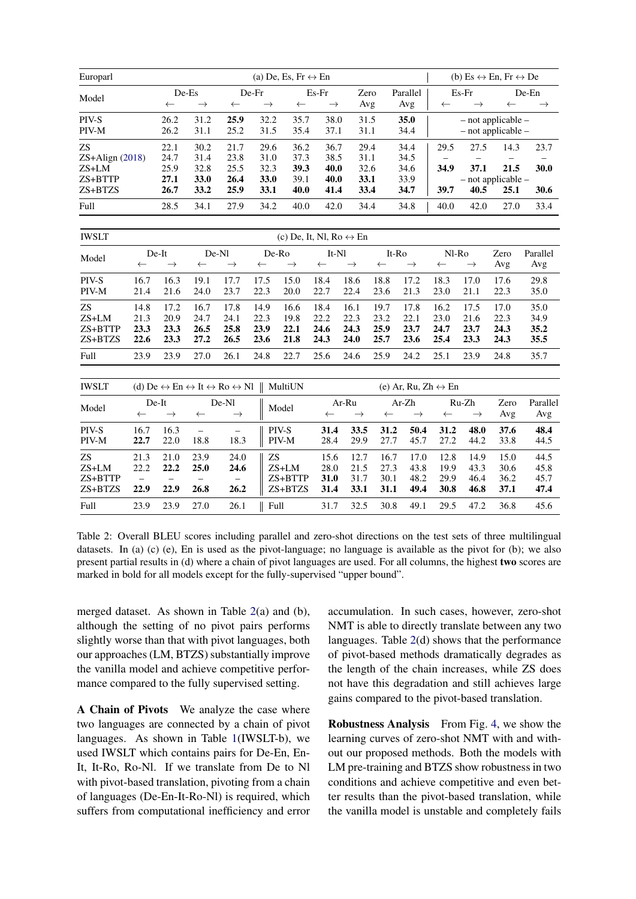| Europarl | (a) De, Es, Fr ↔ En | | | | | | | | | (b) Es ↔ En, Fr ↔ De | | | |
|---|---|---|---|---|---|---|---|---|---|---|---|---|---|
| Model | De-Es | | De-Fr | | Es-Fr | | Zero | Parallel | | Es-Fr | | De-En | |
| | ← | → | ← | → | ← | → | Avg | Avg | | ← | → | ← | → |
| PIV-S | 26.2 | 31.2 | **25.9** | 32.2 | 35.7 | 38.0 | 31.5 | **35.0** | | – not applicable – | | | |
| PIV-M | 26.2 | 31.1 | 25.2 | 31.5 | 35.4 | 37.1 | 31.1 | 34.4 | | – not applicable – | | | |
| ZS | 22.1 | 30.2 | 21.7 | 29.6 | 36.2 | 36.7 | 29.4 | 34.4 | | 29.5 | 27.5 | 14.3 | 23.7 |
| ZS+Align (2018) | 24.7 | 31.4 | 23.8 | 31.0 | 37.3 | 38.5 | 31.1 | 34.5 | | – | – | – | – |
| ZS+LM | 25.9 | 32.8 | 25.5 | 32.3 | **39.3** | **40.0** | 32.6 | 34.6 | | **34.9** | **37.1** | **21.5** | **30.0** |
| ZS+BTTP | **27.1** | **33.0** | **26.4** | **33.0** | 39.1 | **40.0** | **33.1** | 33.9 | | – not applicable – | | | |
| ZS+BTZS | **26.7** | **33.2** | 25.9 | **33.1** | **40.0** | **41.4** | **33.4** | **34.7** | | **39.7** | **40.5** | **25.1** | **30.6** |
| Full | 28.5 | 34.1 | 27.9 | 34.2 | 40.0 | 42.0 | 34.4 | 34.8 | | 40.0 | 42.0 | 27.0 | 33.4 |

| IWSLT | (c) De, It, Nl, Ro ↔ En | | | | | | | | | | | | | |
|---|---|---|---|---|---|---|---|---|---|---|---|---|---|---|
| Model | De-It | | De-Nl | | De-Ro | | It-Nl | | It-Ro | | Nl-Ro | | Zero | Parallel |
| | ← | → | ← | → | ← | → | ← | → | ← | → | ← | → | Avg | Avg |
| PIV-S | 16.7 | 16.3 | 19.1 | 17.7 | 17.5 | 15.0 | 18.4 | 18.6 | 18.8 | 17.2 | 18.3 | 17.0 | 17.6 | 29.8 |
| PIV-M | 21.4 | 21.6 | 24.0 | 23.7 | 22.3 | 20.0 | 22.7 | 22.4 | 23.6 | 21.3 | 23.0 | 21.1 | 22.3 | 35.0 |
| ZS | 14.8 | 17.2 | 16.7 | 17.8 | 14.9 | 16.6 | 18.4 | 16.1 | 19.7 | 17.8 | 16.2 | 17.5 | 17.0 | 35.0 |
| ZS+LM | 21.3 | 20.9 | 24.7 | 24.1 | 22.3 | 19.8 | 22.2 | 22.3 | 23.2 | 22.1 | 23.0 | 21.6 | 22.3 | 34.9 |
| ZS+BTTP | **23.3** | **23.3** | **26.5** | **25.8** | **23.9** | **22.1** | **24.6** | **24.3** | **25.9** | **23.7** | **24.7** | **23.7** | **24.3** | **35.2** |
| ZS+BTZS | **22.6** | **23.3** | **27.2** | **26.5** | **23.6** | **21.8** | **24.3** | **24.0** | **25.7** | **23.6** | **25.4** | **23.3** | **24.3** | **35.5** |
| Full | 23.9 | 23.9 | 27.0 | 26.1 | 24.8 | 22.7 | 25.6 | 24.6 | 25.9 | 24.2 | 25.1 | 23.9 | 24.8 | 35.7 |

| IWSLT | (d) De ↔ En ↔ It ↔ Ro ↔ Nl | | | | MultiUN | (e) Ar, Ru, Zh ↔ En | | | | | | | |
|---|---|---|---|---|---|---|---|---|---|---|---|---|---|
| Model | De-It | | De-Nl | | Model | Ar-Ru | | Ar-Zh | | Ru-Zh | | Zero | Parallel |
| | ← | → | ← | → | | ← | → | ← | → | ← | → | Avg | Avg |
| PIV-S | 16.7 | 16.3 | – | – | PIV-S | **31.4** | **33.5** | **31.2** | **50.4** | **31.2** | **48.0** | **37.6** | **48.4** |
| PIV-M | **22.7** | 22.0 | 18.8 | 18.3 | PIV-M | 28.4 | 29.9 | 27.7 | 45.7 | 27.2 | 44.2 | 33.8 | 44.5 |
| ZS | 21.3 | 21.0 | 23.9 | 24.0 | ZS | 15.6 | 12.7 | 16.7 | 17.0 | 12.8 | 14.9 | 15.0 | 44.5 |
| ZS+LM | 22.2 | **22.2** | **25.0** | **24.6** | ZS+LM | 28.0 | 21.5 | 27.3 | 43.8 | 19.9 | 43.3 | 30.6 | 45.8 |
| ZS+BTTP | – | – | – | – | ZS+BTTP | **31.0** | 31.7 | 30.1 | 48.2 | 29.9 | 46.4 | 36.2 | 45.7 |
| ZS+BTZS | **22.9** | **22.9** | **26.8** | **26.2** | ZS+BTZS | **31.4** | **33.1** | **31.1** | **49.4** | **30.8** | **46.8** | **37.1** | **47.4** |
| Full | 23.9 | 23.9 | 27.0 | 26.1 | Full | 31.7 | 32.5 | 30.8 | 49.1 | 29.5 | 47.2 | 36.8 | 45.6 |

Table 2: Overall BLEU scores including parallel and zero-shot directions on the test sets of three multilingual datasets. In (a) (c) (e), En is used as the pivot-language; no language is available as the pivot for (b); we also present partial results in (d) where a chain of pivot languages are used. For all columns, the highest **two** scores are marked in bold for all models except for the fully-supervised "upper bound".

merged dataset. As shown in Table 2(a) and (b), although the setting of no pivot pairs performs slightly worse than that with pivot languages, both our approaches (LM, BTZS) substantially improve the vanilla model and achieve competitive performance compared to the fully supervised setting.

**A Chain of Pivots** We analyze the case where two languages are connected by a chain of pivot languages. As shown in Table 1(IWSLT-b), we used IWSLT which contains pairs for De-En, En-It, It-Ro, Ro-Nl. If we translate from De to Nl with pivot-based translation, pivoting from a chain of languages (De-En-It-Ro-Nl) is required, which suffers from computational inefficiency and error accumulation. In such cases, however, zero-shot NMT is able to directly translate between any two languages. Table 2(d) shows that the performance of pivot-based methods dramatically degrades as the length of the chain increases, while ZS does not have this degradation and still achieves large gains compared to the pivot-based translation.

**Robustness Analysis** From Fig. 4, we show the learning curves of zero-shot NMT with and without our proposed methods. Both the models with LM pre-training and BTZS show robustness in two conditions and achieve competitive and even better results than the pivot-based translation, while the vanilla model is unstable and completely fails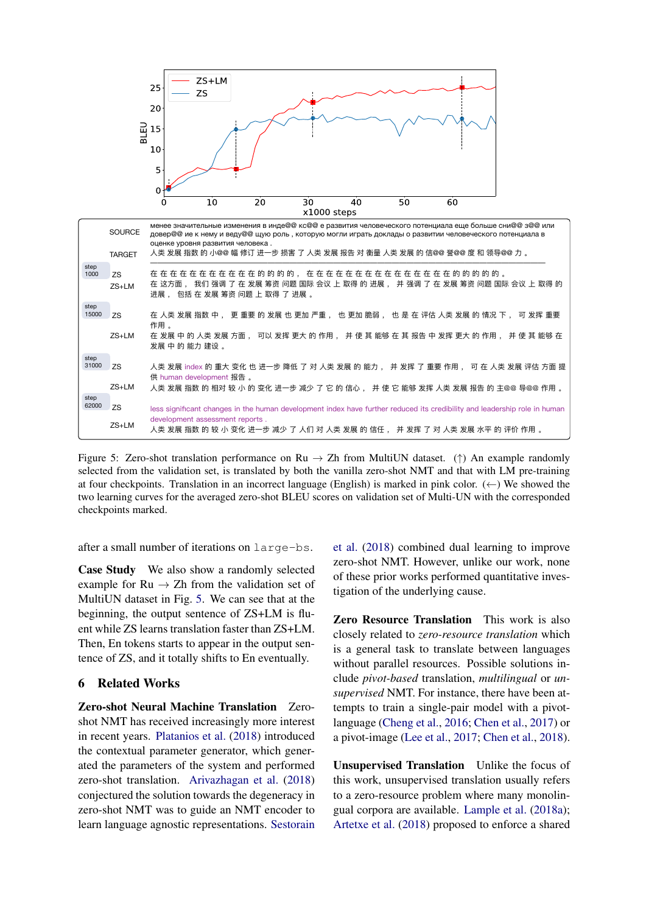| | | |
|---|---|---|
| | SOURCE | менее значительные изменения в инде@@ кс@@ е развития человеческого потенциала еще больше сни@@ зя@@ или довер@@ ие к нему и веду@@ щую роль , которую могли играть доклады о развитии человеческого потенциала в оценке уровня развития человека . |
| | TARGET | 人类 发展 指数 的 小@@ 幅 修订 进一步 损害 了 人类 发展 报告 对 衡量 人类 发展 的 信@@ 誉@@ 度 和 领导@@ 力 。 |
| step 1000 | ZS | 在 在 在 在 在 在 在 在 在 在 的 的 的 的 ， 在 在 在 在 在 在 在 在 在 在 在 在 在 在 的 的 的 的 的 。 |
| | ZS+LM | 在 这方面 ， 我们 强调 了 在 发展 筹资 问题 国际 会议 上 取得 的 进展 ， 并 强调 了 在 发展 筹资 问题 国际 会议 上 取得 的 进展 ， 包括 在 发展 筹资 问题 上 取得 了 进展 。 |
| step 15000 | ZS | 在 人类 发展 指数 中 ， 更 重要 的 发展 也 更加 严重 ， 也 更加 脆弱 ， 也 是 在 评估 人类 发展 的 情况 下 ， 可 发挥 重要 作用 。 |
| | ZS+LM | 在 发展 中 的 人类 发展 方面 ， 可以 发挥 更大 的 作用 ， 并 使 其 能够 在 其 报告 中 发挥 更大 的 作用 ， 并 使 其 能够 在 发展 中 的 能力 建设 。 |
| step 31000 | ZS | 人类 发展 index 的 重大 变化 也 进一步 降低 了 对 人类 发展 的 能力 ， 并 发挥 了 重要 作用 ， 可 在 人类 发展 评估 方面 提供 human development 报告 。 |
| | ZS+LM | 人类 发展 指数 的 相对 较 小 的 变化 进一步 减少 了 它 的 信心 ， 并 使 它 能够 发挥 人类 发展 报告 的 主@@ 导@@ 作用 。 |
| step 62000 | ZS | less significant changes in the human development index have further reduced its credibility and leadership role in human development assessment reports . |
| | ZS+LM | 人类 发展 指数 的 较 小 变化 进一步 减少 了 人们 对 人类 发展 水平 的 信任 ， 并 发挥 了 对 人类 发展 水平 的 评价 作用 。 |

Figure 5: Zero-shot translation performance on Ru → Zh from MultiUN dataset. (↑) An example randomly selected from the validation set, is translated by both the vanilla zero-shot NMT and that with LM pre-training at four checkpoints. Translation in an incorrect language (English) is marked in pink color. (←) We showed the two learning curves for the averaged zero-shot BLEU scores on validation set of Multi-UN with the corresponded checkpoints marked.

after a small number of iterations on `large-bs`.

**Case Study** We also show a randomly selected example for Ru → Zh from the validation set of MultiUN dataset in Fig. 5. We can see that at the beginning, the output sentence of ZS+LM is fluent while ZS learns translation faster than ZS+LM. Then, En tokens starts to appear in the output sentence of ZS, and it totally shifts to En eventually.

## 6 Related Works

**Zero-shot Neural Machine Translation** Zero-shot NMT has received increasingly more interest in recent years. Platanios et al. (2018) introduced the contextual parameter generator, which generated the parameters of the system and performed zero-shot translation. Arivazhagan et al. (2018) conjectured the solution towards the degeneracy in zero-shot NMT was to guide an NMT encoder to learn language agnostic representations. Sestorain et al. (2018) combined dual learning to improve zero-shot NMT. However, unlike our work, none of these prior works performed quantitative investigation of the underlying cause.

**Zero Resource Translation** This work is also closely related to *zero-resource translation* which is a general task to translate between languages without parallel resources. Possible solutions include *pivot-based* translation, *multilingual* or *unsupervised* NMT. For instance, there have been attempts to train a single-pair model with a pivot-language (Cheng et al., 2016; Chen et al., 2017) or a pivot-image (Lee et al., 2017; Chen et al., 2018).

**Unsupervised Translation** Unlike the focus of this work, unsupervised translation usually refers to a zero-resource problem where many monolingual corpora are available. Lample et al. (2018a); Artetxe et al. (2018) proposed to enforce a shared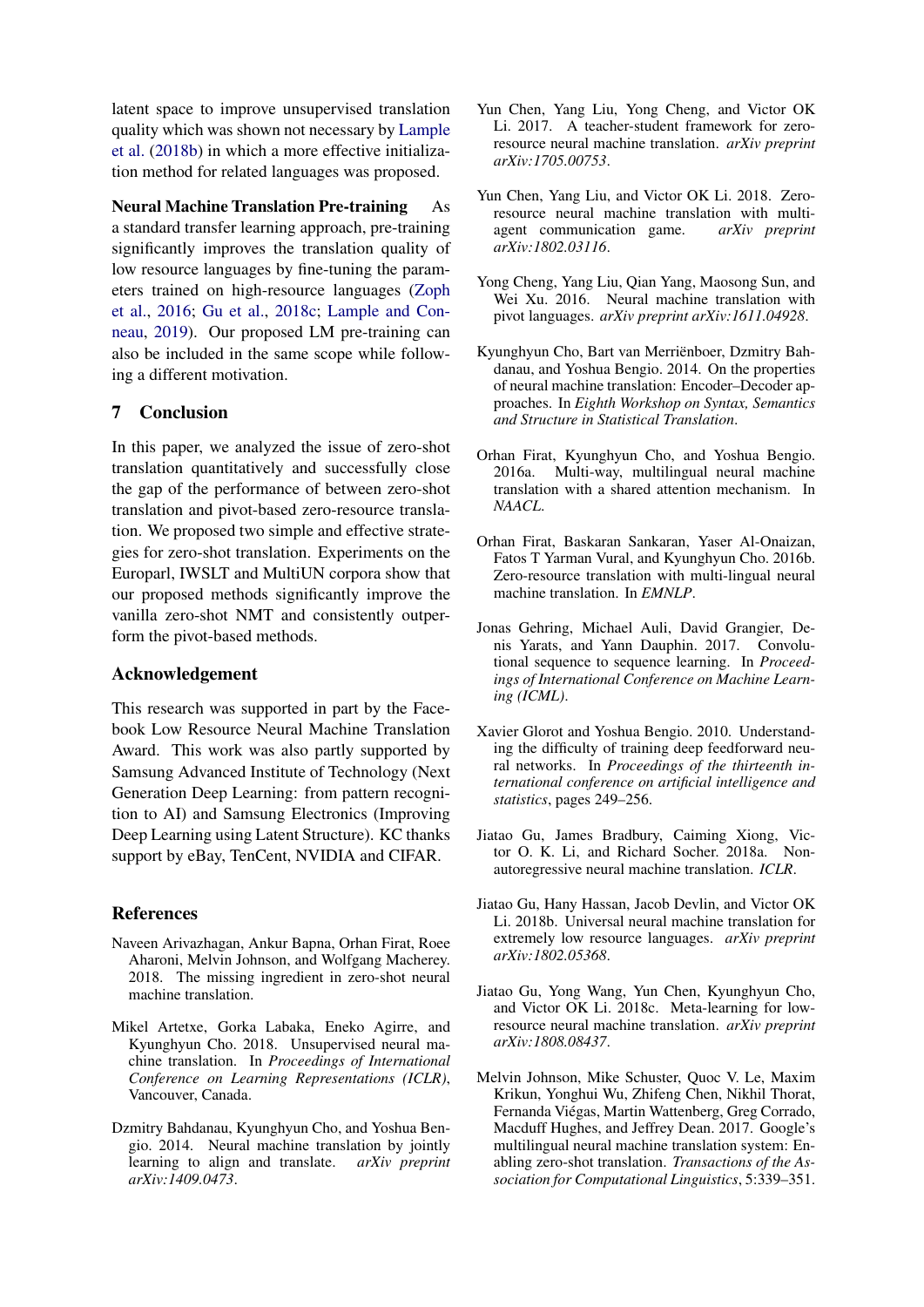latent space to improve unsupervised translation quality which was shown not necessary by Lample et al. (2018b) in which a more effective initialization method for related languages was proposed.

**Neural Machine Translation Pre-training** As a standard transfer learning approach, pre-training significantly improves the translation quality of low resource languages by fine-tuning the parameters trained on high-resource languages (Zoph et al., 2016; Gu et al., 2018c; Lample and Conneau, 2019). Our proposed LM pre-training can also be included in the same scope while following a different motivation.

## 7 Conclusion

In this paper, we analyzed the issue of zero-shot translation quantitatively and successfully close the gap of the performance of between zero-shot translation and pivot-based zero-resource translation. We proposed two simple and effective strategies for zero-shot translation. Experiments on the Europarl, IWSLT and MultiUN corpora show that our proposed methods significantly improve the vanilla zero-shot NMT and consistently outperform the pivot-based methods.

## Acknowledgement

This research was supported in part by the Facebook Low Resource Neural Machine Translation Award. This work was also partly supported by Samsung Advanced Institute of Technology (Next Generation Deep Learning: from pattern recognition to AI) and Samsung Electronics (Improving Deep Learning using Latent Structure). KC thanks support by eBay, TenCent, NVIDIA and CIFAR.

## References

Naveen Arivazhagan, Ankur Bapna, Orhan Firat, Roee Aharoni, Melvin Johnson, and Wolfgang Macherey. 2018. The missing ingredient in zero-shot neural machine translation.

Mikel Artetxe, Gorka Labaka, Eneko Agirre, and Kyunghyun Cho. 2018. Unsupervised neural machine translation. In *Proceedings of International Conference on Learning Representations (ICLR)*, Vancouver, Canada.

Dzmitry Bahdanau, Kyunghyun Cho, and Yoshua Bengio. 2014. Neural machine translation by jointly learning to align and translate. *arXiv preprint arXiv:1409.0473*.

Yun Chen, Yang Liu, Yong Cheng, and Victor OK Li. 2017. A teacher-student framework for zero-resource neural machine translation. *arXiv preprint arXiv:1705.00753*.

Yun Chen, Yang Liu, and Victor OK Li. 2018. Zero-resource neural machine translation with multi-agent communication game. *arXiv preprint arXiv:1802.03116*.

Yong Cheng, Yang Liu, Qian Yang, Maosong Sun, and Wei Xu. 2016. Neural machine translation with pivot languages. *arXiv preprint arXiv:1611.04928*.

Kyunghyun Cho, Bart van Merriënboer, Dzmitry Bahdanau, and Yoshua Bengio. 2014. On the properties of neural machine translation: Encoder–Decoder approaches. In *Eighth Workshop on Syntax, Semantics and Structure in Statistical Translation*.

Orhan Firat, Kyunghyun Cho, and Yoshua Bengio. 2016a. Multi-way, multilingual neural machine translation with a shared attention mechanism. In *NAACL*.

Orhan Firat, Baskaran Sankaran, Yaser Al-Onaizan, Fatos T Yarman Vural, and Kyunghyun Cho. 2016b. Zero-resource translation with multi-lingual neural machine translation. In *EMNLP*.

Jonas Gehring, Michael Auli, David Grangier, Denis Yarats, and Yann Dauphin. 2017. Convolutional sequence to sequence learning. In *Proceedings of International Conference on Machine Learning (ICML)*.

Xavier Glorot and Yoshua Bengio. 2010. Understanding the difficulty of training deep feedforward neural networks. In *Proceedings of the thirteenth international conference on artificial intelligence and statistics*, pages 249–256.

Jiatao Gu, James Bradbury, Caiming Xiong, Victor O. K. Li, and Richard Socher. 2018a. Non-autoregressive neural machine translation. *ICLR*.

Jiatao Gu, Hany Hassan, Jacob Devlin, and Victor OK Li. 2018b. Universal neural machine translation for extremely low resource languages. *arXiv preprint arXiv:1802.05368*.

Jiatao Gu, Yong Wang, Yun Chen, Kyunghyun Cho, and Victor OK Li. 2018c. Meta-learning for low-resource neural machine translation. *arXiv preprint arXiv:1808.08437*.

Melvin Johnson, Mike Schuster, Quoc V. Le, Maxim Krikun, Yonghui Wu, Zhifeng Chen, Nikhil Thorat, Fernanda Viégas, Martin Wattenberg, Greg Corrado, Macduff Hughes, and Jeffrey Dean. 2017. Google's multilingual neural machine translation system: Enabling zero-shot translation. *Transactions of the Association for Computational Linguistics*, 5:339–351.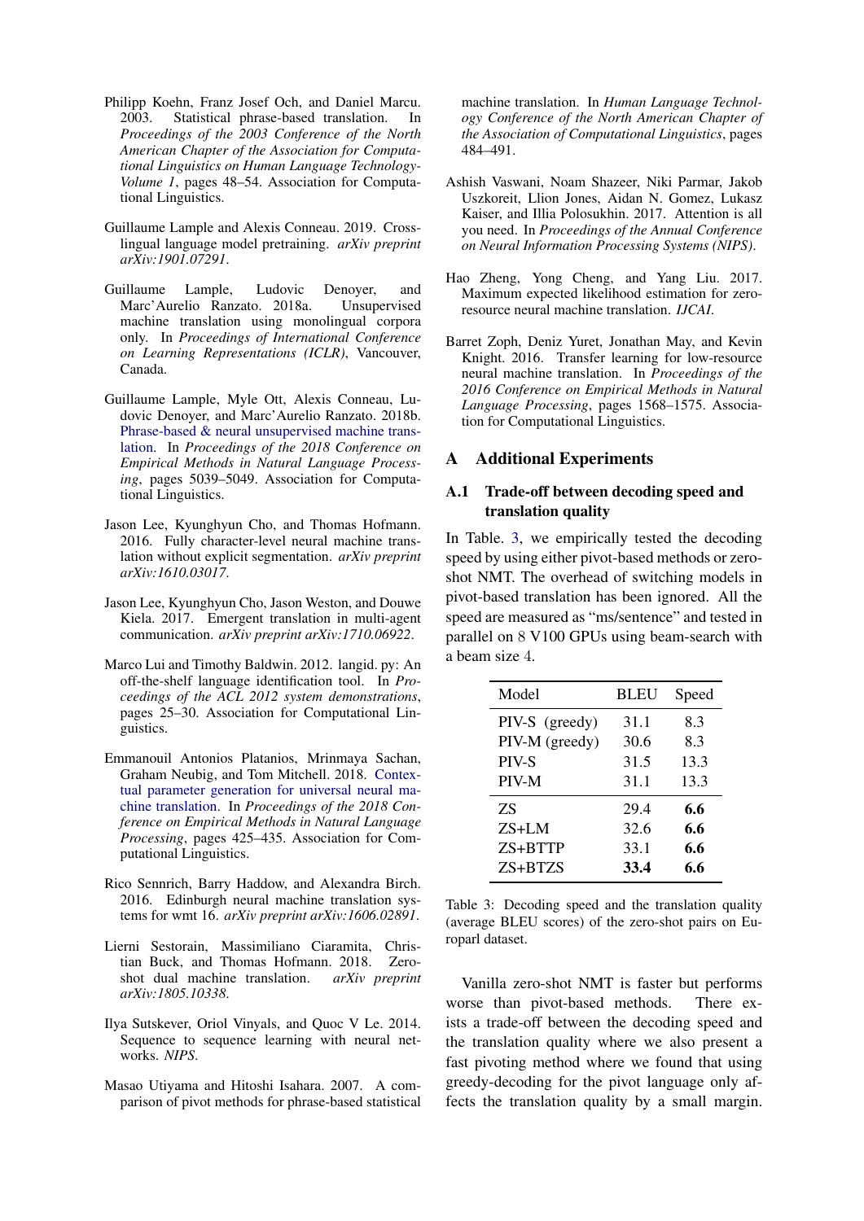Philipp Koehn, Franz Josef Och, and Daniel Marcu. 2003. Statistical phrase-based translation. In *Proceedings of the 2003 Conference of the North American Chapter of the Association for Computational Linguistics on Human Language Technology-Volume 1*, pages 48–54. Association for Computational Linguistics.

Guillaume Lample and Alexis Conneau. 2019. Cross-lingual language model pretraining. *arXiv preprint arXiv:1901.07291*.

Guillaume Lample, Ludovic Denoyer, and Marc'Aurelio Ranzato. 2018a. Unsupervised machine translation using monolingual corpora only. In *Proceedings of International Conference on Learning Representations (ICLR)*, Vancouver, Canada.

Guillaume Lample, Myle Ott, Alexis Conneau, Ludovic Denoyer, and Marc'Aurelio Ranzato. 2018b. Phrase-based & neural unsupervised machine translation. In *Proceedings of the 2018 Conference on Empirical Methods in Natural Language Processing*, pages 5039–5049. Association for Computational Linguistics.

Jason Lee, Kyunghyun Cho, and Thomas Hofmann. 2016. Fully character-level neural machine translation without explicit segmentation. *arXiv preprint arXiv:1610.03017*.

Jason Lee, Kyunghyun Cho, Jason Weston, and Douwe Kiela. 2017. Emergent translation in multi-agent communication. *arXiv preprint arXiv:1710.06922*.

Marco Lui and Timothy Baldwin. 2012. langid. py: An off-the-shelf language identification tool. In *Proceedings of the ACL 2012 system demonstrations*, pages 25–30. Association for Computational Linguistics.

Emmanouil Antonios Platanios, Mrinmaya Sachan, Graham Neubig, and Tom Mitchell. 2018. Contextual parameter generation for universal neural machine translation. In *Proceedings of the 2018 Conference on Empirical Methods in Natural Language Processing*, pages 425–435. Association for Computational Linguistics.

Rico Sennrich, Barry Haddow, and Alexandra Birch. 2016. Edinburgh neural machine translation systems for wmt 16. *arXiv preprint arXiv:1606.02891*.

Lierni Sestorain, Massimiliano Ciaramita, Christian Buck, and Thomas Hofmann. 2018. Zero-shot dual machine translation. *arXiv preprint arXiv:1805.10338*.

Ilya Sutskever, Oriol Vinyals, and Quoc V Le. 2014. Sequence to sequence learning with neural networks. *NIPS*.

Masao Utiyama and Hitoshi Isahara. 2007. A comparison of pivot methods for phrase-based statistical machine translation. In *Human Language Technology Conference of the North American Chapter of the Association of Computational Linguistics*, pages 484–491.

Ashish Vaswani, Noam Shazeer, Niki Parmar, Jakob Uszkoreit, Llion Jones, Aidan N. Gomez, Lukasz Kaiser, and Illia Polosukhin. 2017. Attention is all you need. In *Proceedings of the Annual Conference on Neural Information Processing Systems (NIPS)*.

Hao Zheng, Yong Cheng, and Yang Liu. 2017. Maximum expected likelihood estimation for zero-resource neural machine translation. *IJCAI*.

Barret Zoph, Deniz Yuret, Jonathan May, and Kevin Knight. 2016. Transfer learning for low-resource neural machine translation. In *Proceedings of the 2016 Conference on Empirical Methods in Natural Language Processing*, pages 1568–1575. Association for Computational Linguistics.

# A Additional Experiments

## A.1 Trade-off between decoding speed and translation quality

In Table. 3, we empirically tested the decoding speed by using either pivot-based methods or zero-shot NMT. The overhead of switching models in pivot-based translation has been ignored. All the speed are measured as "ms/sentence" and tested in parallel on 8 V100 GPUs using beam-search with a beam size 4.

| Model | BLEU | Speed |
|---|---|---|
| PIV-S (greedy) | 31.1 | 8.3 |
| PIV-M (greedy) | 30.6 | 8.3 |
| PIV-S | 31.5 | 13.3 |
| PIV-M | 31.1 | 13.3 |
| ZS | 29.4 | **6.6** |
| ZS+LM | 32.6 | **6.6** |
| ZS+BTTP | 33.1 | **6.6** |
| ZS+BTZS | **33.4** | **6.6** |

Table 3: Decoding speed and the translation quality (average BLEU scores) of the zero-shot pairs on Europarl dataset.

Vanilla zero-shot NMT is faster but performs worse than pivot-based methods. There exists a trade-off between the decoding speed and the translation quality where we also present a fast pivoting method where we found that using greedy-decoding for the pivot language only affects the translation quality by a small margin.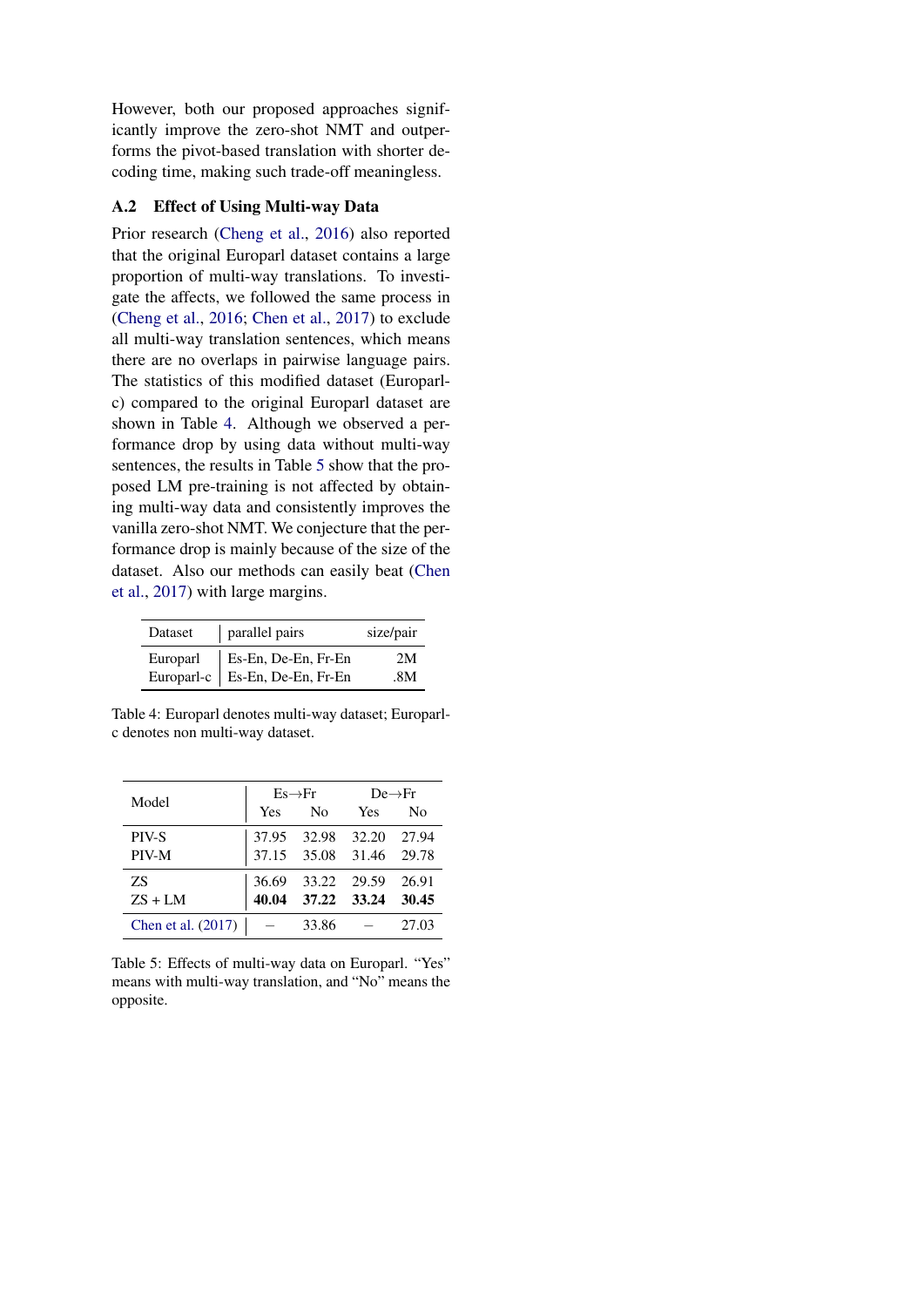However, both our proposed approaches significantly improve the zero-shot NMT and outperforms the pivot-based translation with shorter decoding time, making such trade-off meaningless.

### A.2 Effect of Using Multi-way Data

Prior research (Cheng et al., 2016) also reported that the original Europarl dataset contains a large proportion of multi-way translations. To investigate the affects, we followed the same process in (Cheng et al., 2016; Chen et al., 2017) to exclude all multi-way translation sentences, which means there are no overlaps in pairwise language pairs. The statistics of this modified dataset (Europarl-c) compared to the original Europarl dataset are shown in Table 4. Although we observed a performance drop by using data without multi-way sentences, the results in Table 5 show that the proposed LM pre-training is not affected by obtaining multi-way data and consistently improves the vanilla zero-shot NMT. We conjecture that the performance drop is mainly because of the size of the dataset. Also our methods can easily beat (Chen et al., 2017) with large margins.

| Dataset | parallel pairs | size/pair |
|---|---|---|
| Europarl | Es-En, De-En, Fr-En | 2M |
| Europarl-c | Es-En, De-En, Fr-En | .8M |

Table 4: Europarl denotes multi-way dataset; Europarl-c denotes non multi-way dataset.

| Model | Es→Fr | | De→Fr | |
|---|---|---|---|---|
| | Yes | No | Yes | No |
| PIV-S | 37.95 | 32.98 | 32.20 | 27.94 |
| PIV-M | 37.15 | 35.08 | 31.46 | 29.78 |
| ZS | 36.69 | 33.22 | 29.59 | 26.91 |
| ZS + LM | **40.04** | **37.22** | **33.24** | **30.45** |
| Chen et al. (2017) | – | 33.86 | – | 27.03 |

Table 5: Effects of multi-way data on Europarl. "Yes" means with multi-way translation, and "No" means the opposite.